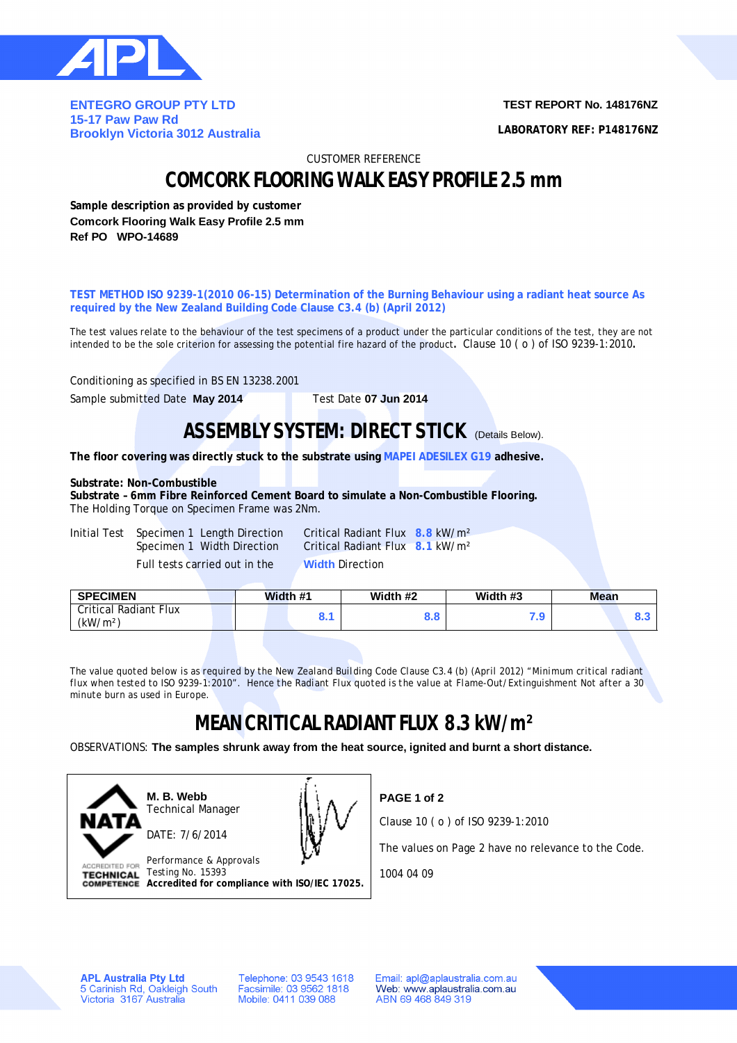**ENTEGRO GROUP PTY LTD**
**15-17 Paw Paw Rd**
**Brooklyn Victoria 3012 Australia**

**TEST REPORT No. 148176NZ**

**LABORATORY REF: P148176NZ**

CUSTOMER REFERENCE

# COMCORK FLOORING WALK EASY PROFILE 2.5 mm

**Sample description as provided by customer**
**Comcork Flooring Walk Easy Profile 2.5 mm**
**Ref PO WPO-14689**

**TEST METHOD ISO 9239-1(2010 06-15) Determination of the Burning Behaviour using a radiant heat source As required by the New Zealand Building Code Clause C3.4 (b) (April 2012)**

The test values relate to the behaviour of the test specimens of a product under the particular conditions of the test, they are not intended to be the sole criterion for assessing the potential fire hazard of the product. Clause 10 ( o ) of ISO 9239-1:2010.

Conditioning as specified in BS EN 13238.2001

Sample submitted Date **May 2014** Test Date **07 Jun 2014**

## ASSEMBLY SYSTEM: DIRECT STICK (Details Below).

**The floor covering was directly stuck to the substrate using MAPEI ADESILEX G19 adhesive.**

**Substrate: Non-Combustible**
**Substrate – 6mm Fibre Reinforced Cement Board to simulate a Non-Combustible Flooring.**
The Holding Torque on Specimen Frame was 2Nm.

Initial Test Specimen 1 Length Direction Critical Radiant Flux **8.8** kW/m²
Specimen 1 Width Direction Critical Radiant Flux **8.1** kW/m²
Full tests carried out in the **Width** Direction

| SPECIMEN | Width #1 | Width #2 | Width #3 | Mean |
|---|---|---|---|---|
| Critical Radiant Flux (kW/m²) | 8.1 | 8.8 | 7.9 | 8.3 |

The value quoted below is as required by the New Zealand Building Code Clause C3.4 (b) (April 2012) "Minimum critical radiant flux when tested to ISO 9239-1:2010". Hence the Radiant Flux quoted is the value at Flame-Out/Extinguishment Not after a 30 minute burn as used in Europe.

## MEAN CRITICAL RADIANT FLUX 8.3 kW/m²

OBSERVATIONS: **The samples shrunk away from the heat source, ignited and burnt a short distance.**

NATA ACCREDITED FOR TECHNICAL COMPETENCE

**M. B. Webb**
Technical Manager

DATE: 7/6/2014

Performance & Approvals
Testing No. 15393
**Accredited for compliance with ISO/IEC 17025.**

**PAGE 1 of 2**

Clause 10 ( o ) of ISO 9239-1:2010

The values on Page 2 have no relevance to the Code.

1004 04 09

**APL Australia Pty Ltd**
5 Carinish Rd, Oakleigh South
Victoria 3167 Australia

Telephone: 03 9543 1618
Facsimile: 03 9562 1818
Mobile: 0411 039 088

Email: apl@aplaustralia.com.au
Web: www.aplaustralia.com.au
ABN 69 468 849 319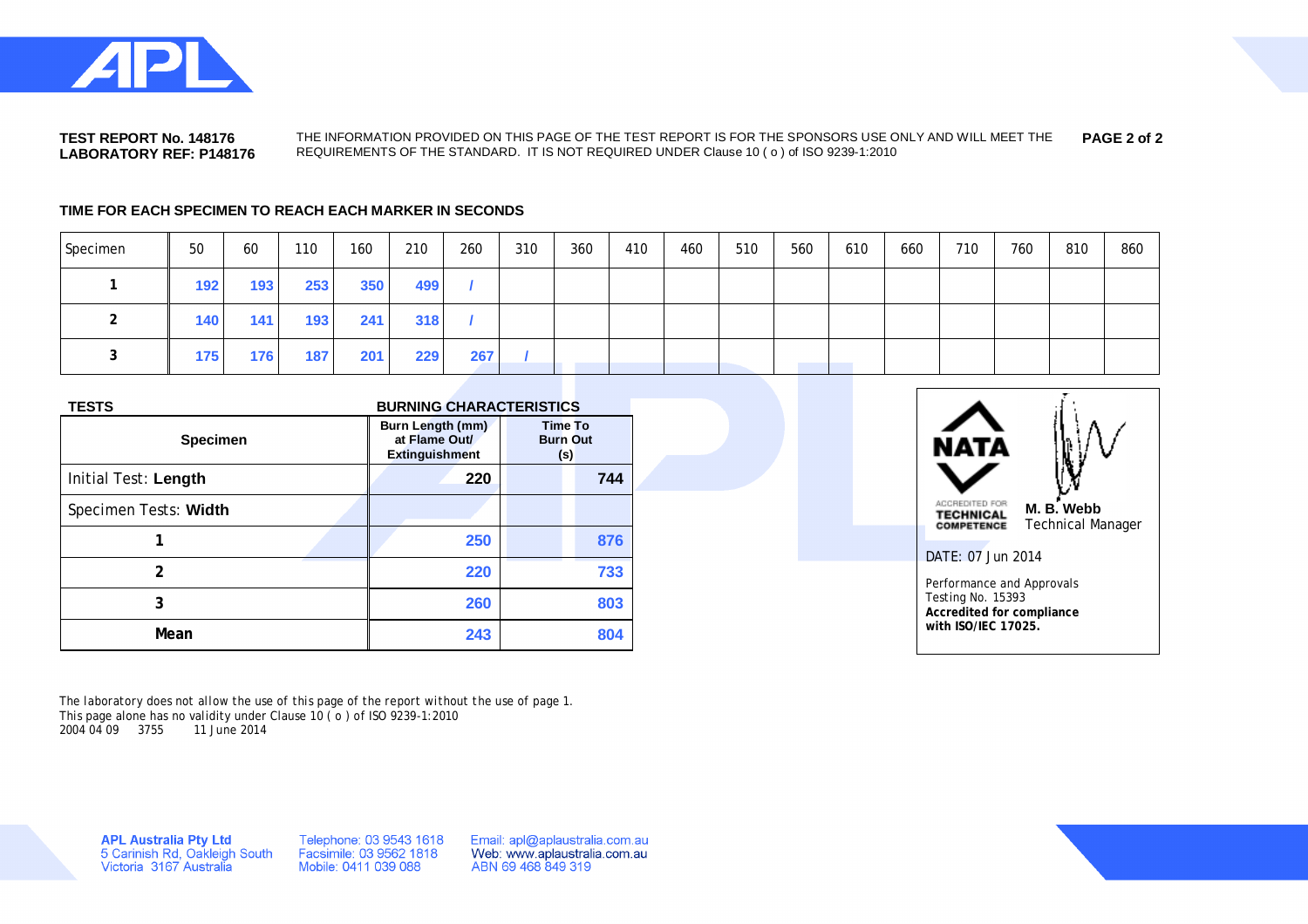**TEST REPORT No. 148176**
**LABORATORY REF: P148176**

THE INFORMATION PROVIDED ON THIS PAGE OF THE TEST REPORT IS FOR THE SPONSORS USE ONLY AND WILL MEET THE REQUIREMENTS OF THE STANDARD. IT IS NOT REQUIRED UNDER Clause 10 ( o ) of ISO 9239-1:2010

## TIME FOR EACH SPECIMEN TO REACH EACH MARKER IN SECONDS

| Specimen | 50 | 60 | 110 | 160 | 210 | 260 | 310 | 360 | 410 | 460 | 510 | 560 | 610 | 660 | 710 | 760 | 810 | 860 |
|---|---|---|---|---|---|---|---|---|---|---|---|---|---|---|---|---|---|---|
| 1 | 192 | 193 | 253 | 350 | 499 | / | | | | | | | | | | | | |
| 2 | 140 | 141 | 193 | 241 | 318 | / | | | | | | | | | | | | |
| 3 | 175 | 176 | 187 | 201 | 229 | 267 | / | | | | | | | | | | | |

## TESTS — BURNING CHARACTERISTICS

| Specimen | Burn Length (mm) at Flame Out/ Extinguishment | Time To Burn Out (s) |
|---|---|---|
| Initial Test: **Length** | 220 | 744 |
| Specimen Tests: **Width** | | |
| 1 | 250 | 876 |
| 2 | 220 | 733 |
| 3 | 260 | 803 |
| **Mean** | 243 | 804 |

NATA
ACCREDITED FOR TECHNICAL COMPETENCE

**M. B. Webb**
Technical Manager

DATE: 07 Jun 2014

Performance and Approvals Testing No. 15393
**Accredited for compliance with ISO/IEC 17025.**

The laboratory does not allow the use of this page of the report without the use of page 1.
This page alone has no validity under Clause 10 ( o ) of ISO 9239-1:2010
2004 04 09 3755 11 June 2014

**APL Australia Pty Ltd**
5 Carinish Rd, Oakleigh South
Victoria 3167 Australia

Telephone: 03 9543 1618
Facsimile: 03 9562 1818
Mobile: 0411 039 088

Email: apl@aplaustralia.com.au
Web: www.aplaustralia.com.au
ABN 69 468 849 319